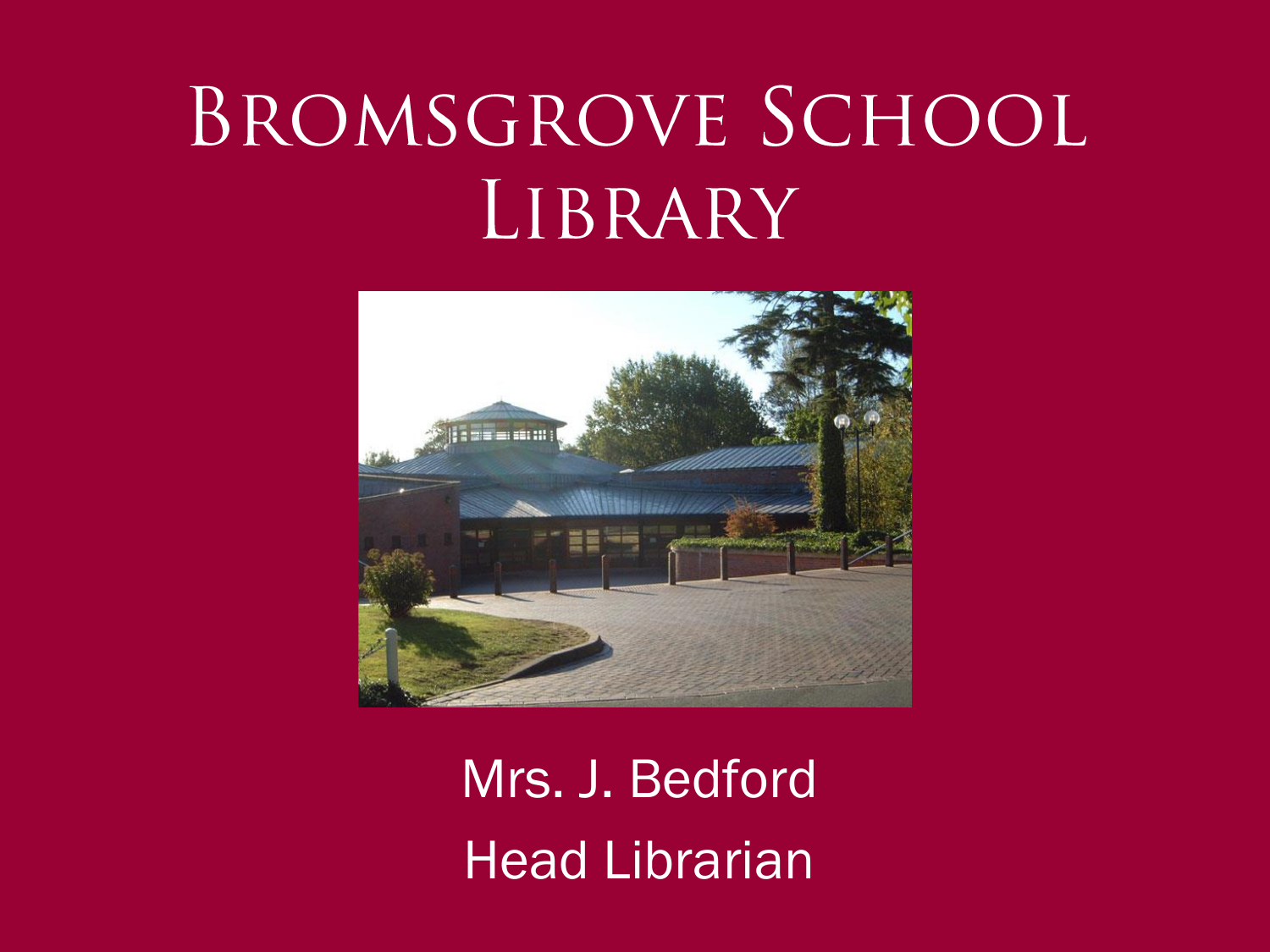# Bromsgrove School Library

Mrs. J. Bedford

Head Librarian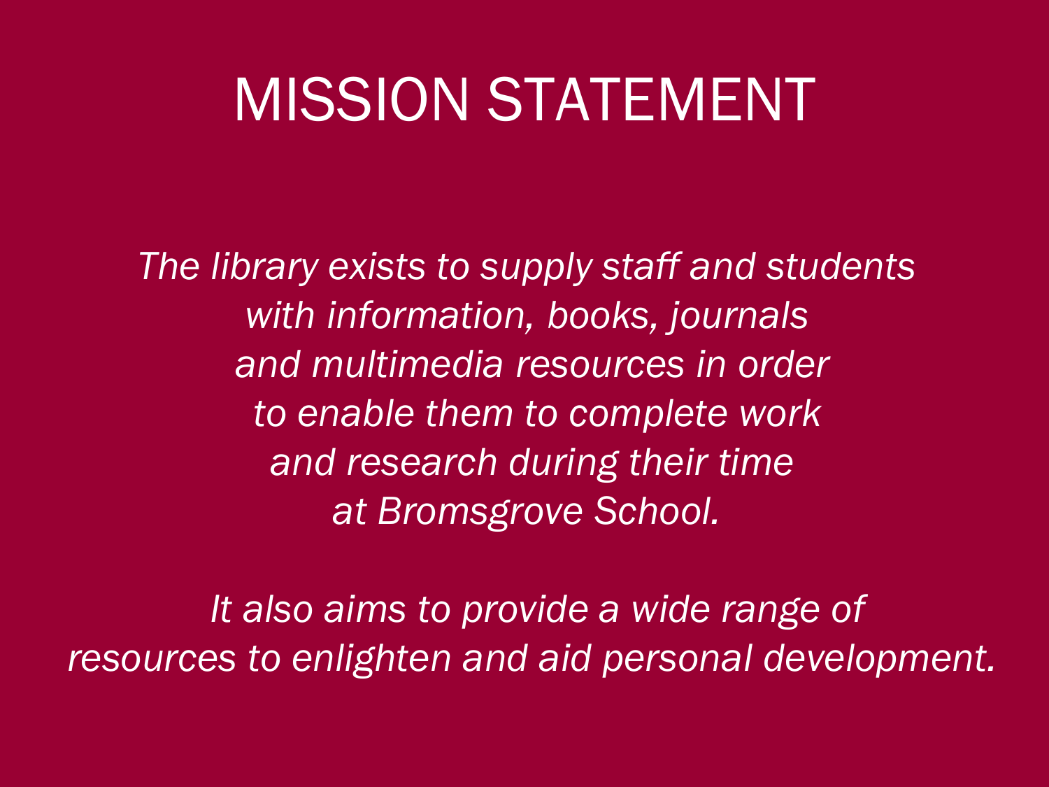# MISSION STATEMENT

*The library exists to supply staff and students with information, books, journals and multimedia resources in order to enable them to complete work and research during their time at Bromsgrove School.*

*It also aims to provide a wide range of resources to enlighten and aid personal development.*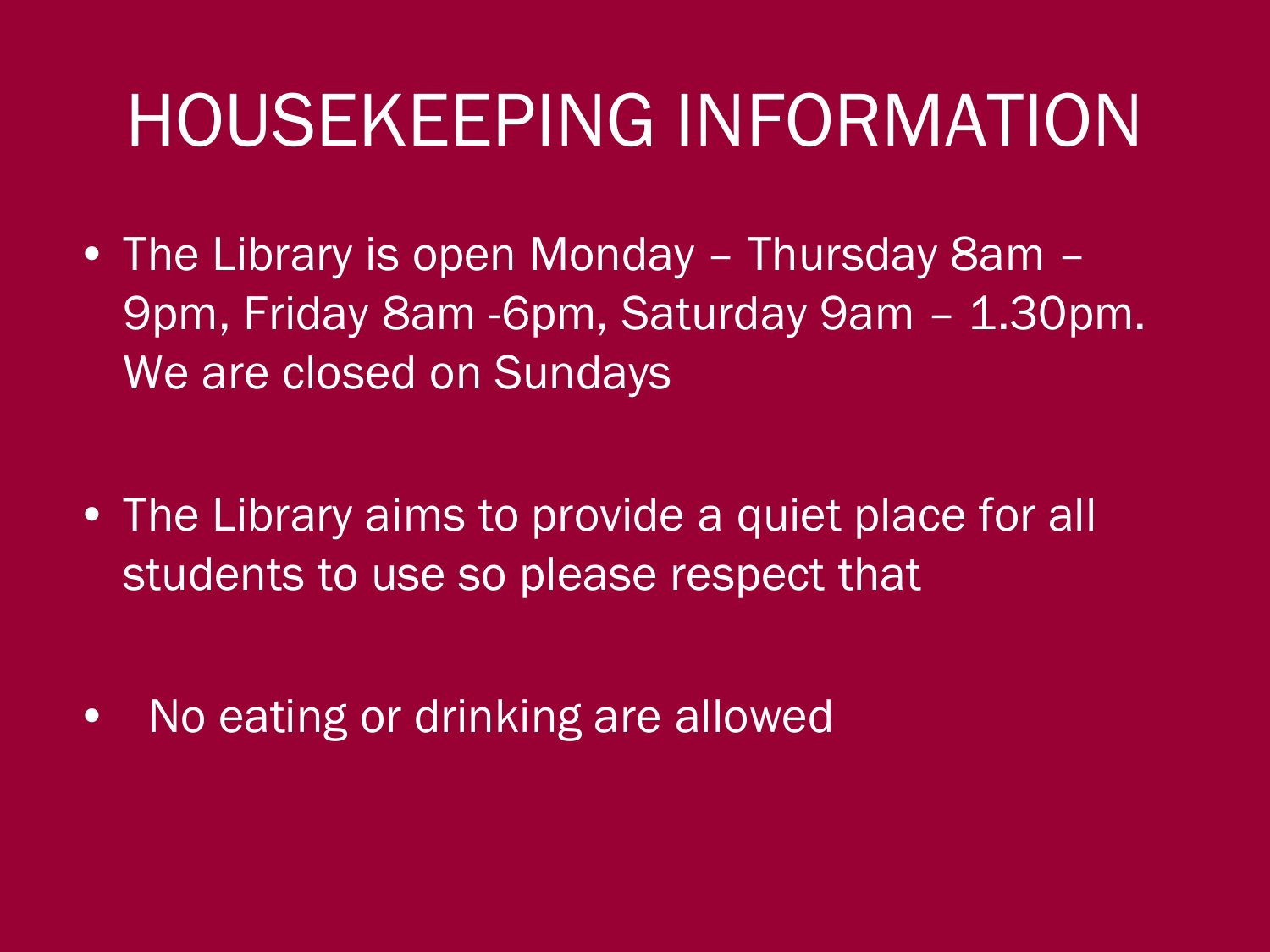# HOUSEKEEPING INFORMATION

- The Library is open Monday – Thursday 8am – 9pm, Friday 8am -6pm, Saturday 9am – 1.30pm. We are closed on Sundays

- The Library aims to provide a quiet place for all students to use so please respect that

- No eating or drinking are allowed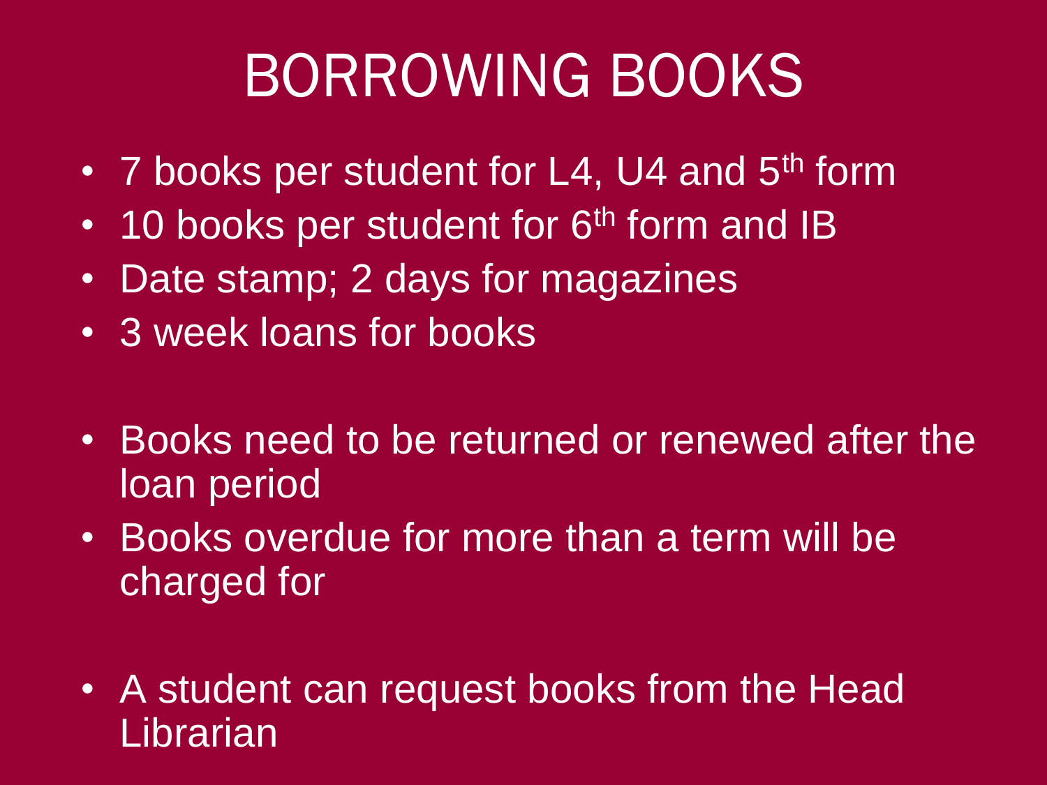# BORROWING BOOKS

- 7 books per student for L4, U4 and 5th form
- 10 books per student for 6th form and IB
- Date stamp; 2 days for magazines
- 3 week loans for books

- Books need to be returned or renewed after the loan period
- Books overdue for more than a term will be charged for

- A student can request books from the Head Librarian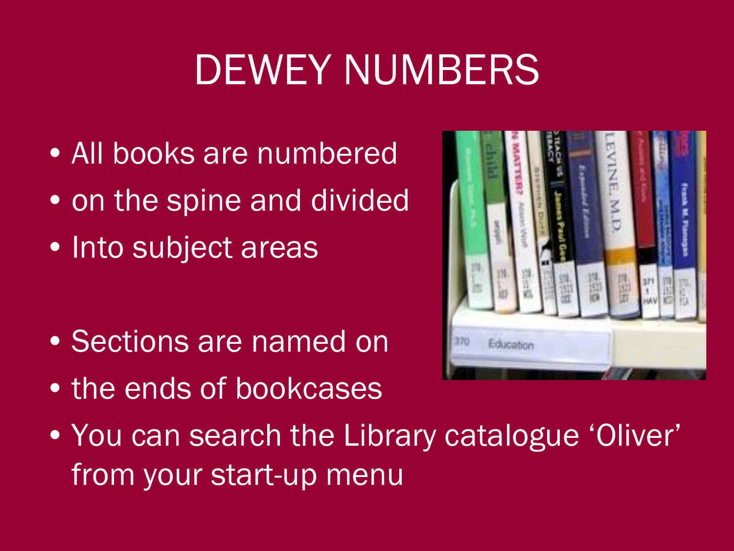# DEWEY NUMBERS

- All books are numbered
- on the spine and divided
- Into subject areas

- Sections are named on
- the ends of bookcases
- You can search the Library catalogue 'Oliver' from your start-up menu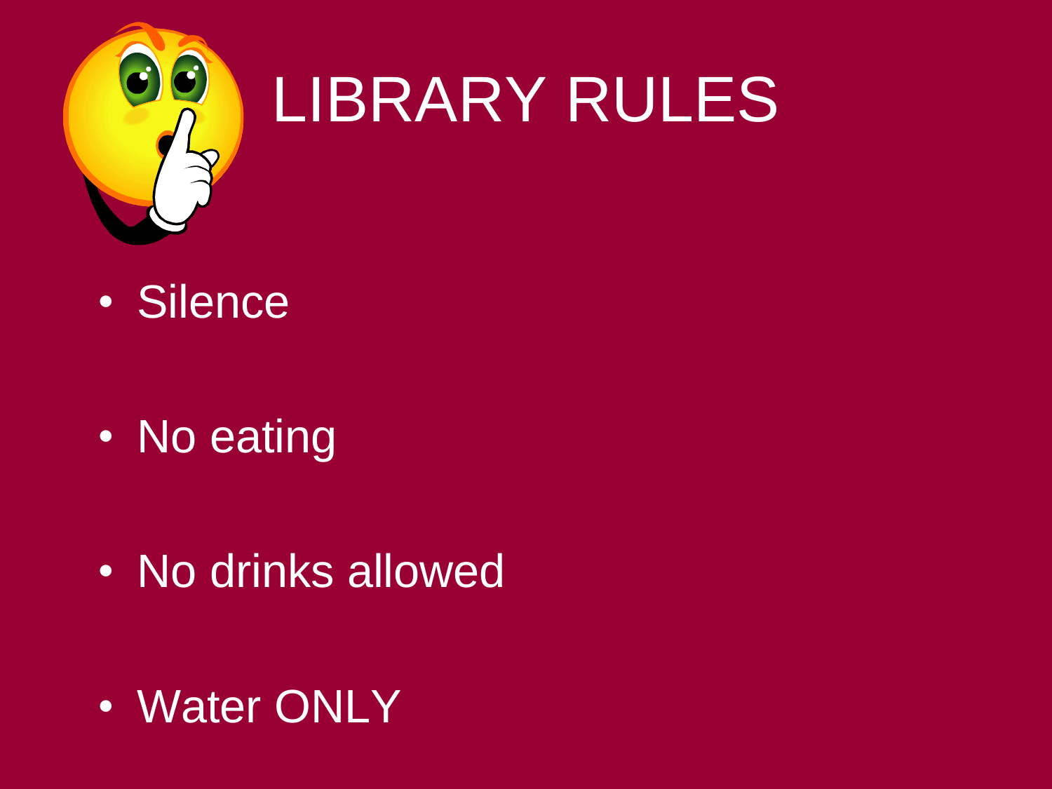# LIBRARY RULES

- Silence
- No eating
- No drinks allowed
- Water ONLY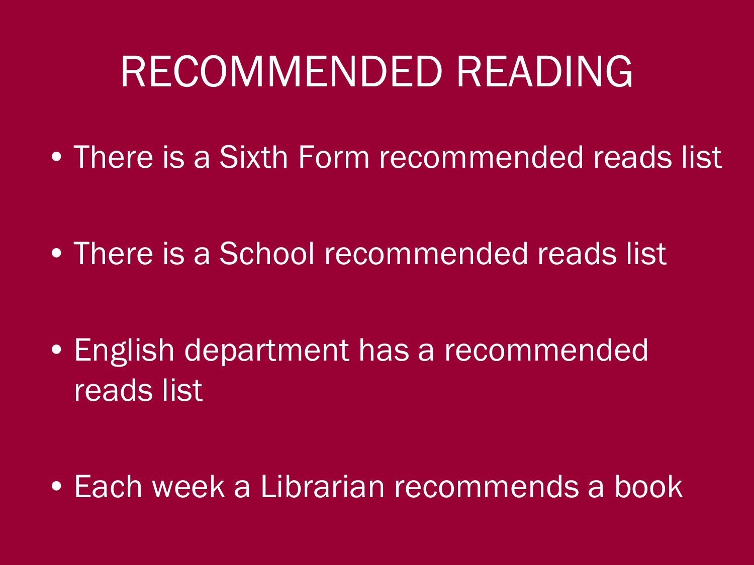# RECOMMENDED READING

- There is a Sixth Form recommended reads list
- There is a School recommended reads list
- English department has a recommended reads list
- Each week a Librarian recommends a book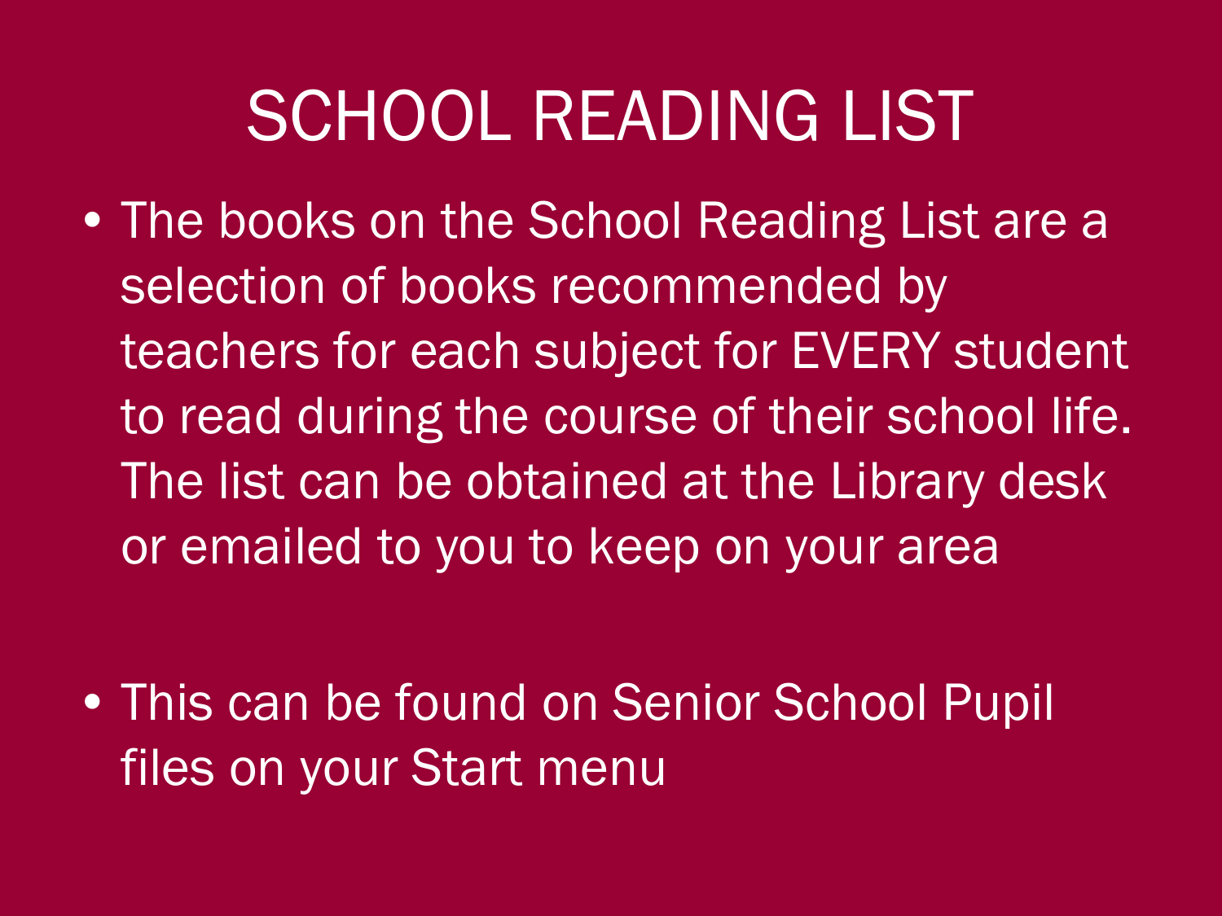# SCHOOL READING LIST

- The books on the School Reading List are a selection of books recommended by teachers for each subject for EVERY student to read during the course of their school life. The list can be obtained at the Library desk or emailed to you to keep on your area

- This can be found on Senior School Pupil files on your Start menu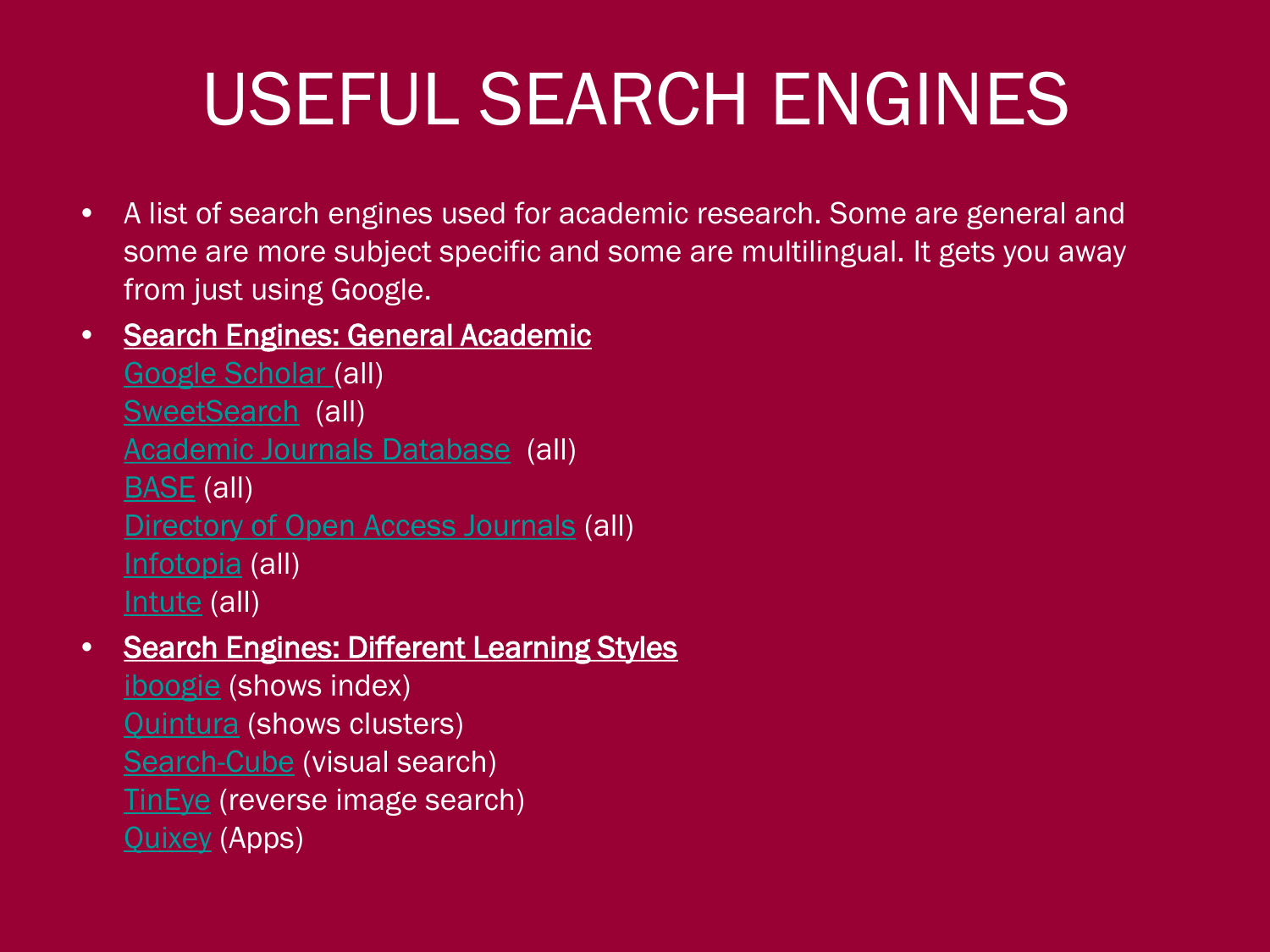# USEFUL SEARCH ENGINES

- A list of search engines used for academic research. Some are general and some are more subject specific and some are multilingual. It gets you away from just using Google.
- **Search Engines: General Academic**
  Google Scholar (all)
  SweetSearch (all)
  Academic Journals Database (all)
  BASE (all)
  Directory of Open Access Journals (all)
  Infotopia (all)
  Intute (all)
- **Search Engines: Different Learning Styles**
  iboogie (shows index)
  Quintura (shows clusters)
  Search-Cube (visual search)
  TinEye (reverse image search)
  Quixey (Apps)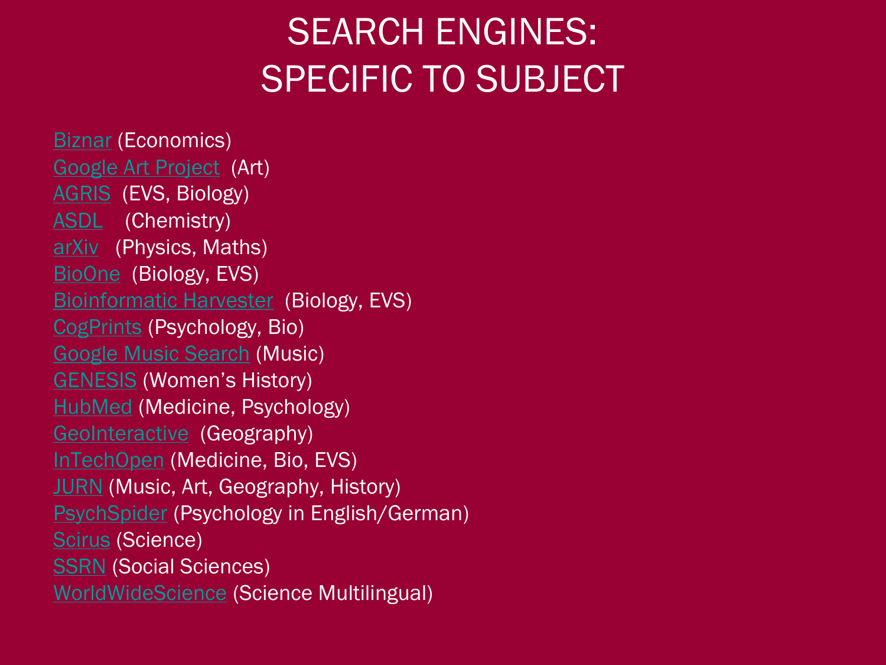# SEARCH ENGINES: SPECIFIC TO SUBJECT

Biznar (Economics)
Google Art Project (Art)
AGRIS (EVS, Biology)
ASDL (Chemistry)
arXiv (Physics, Maths)
BioOne (Biology, EVS)
Bioinformatic Harvester (Biology, EVS)
CogPrints (Psychology, Bio)
Google Music Search (Music)
GENESIS (Women's History)
HubMed (Medicine, Psychology)
GeoInteractive (Geography)
InTechOpen (Medicine, Bio, EVS)
JURN (Music, Art, Geography, History)
PsychSpider (Psychology in English/German)
Scirus (Science)
SSRN (Social Sciences)
WorldWideScience (Science Multilingual)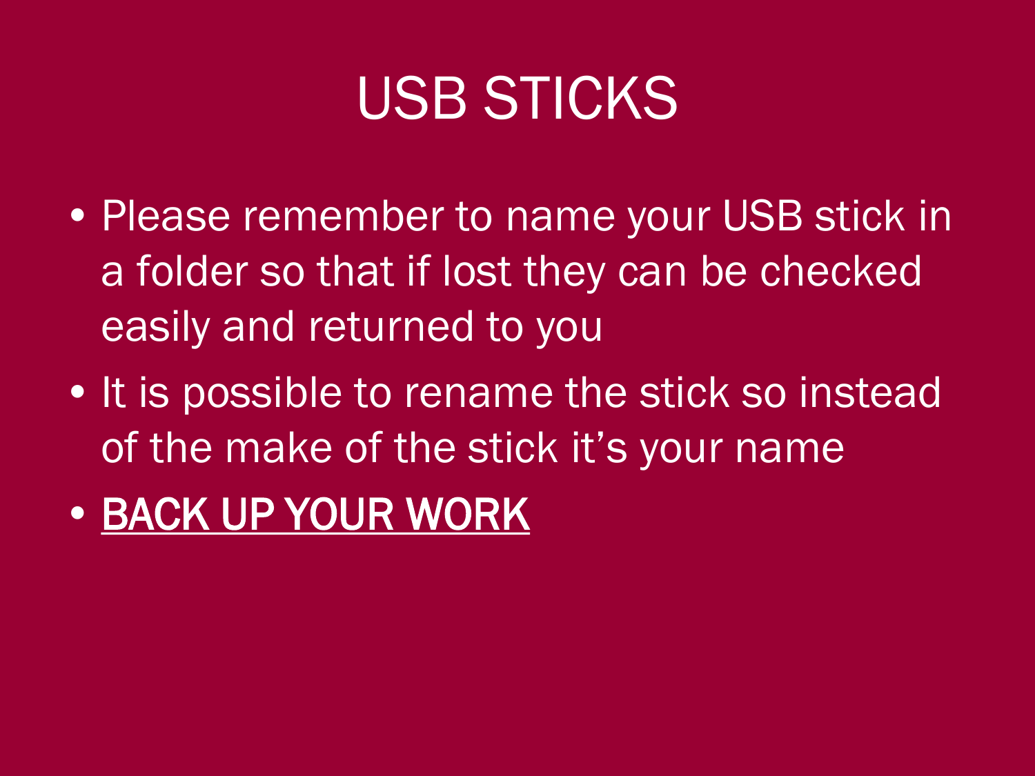# USB STICKS

- Please remember to name your USB stick in a folder so that if lost they can be checked easily and returned to you
- It is possible to rename the stick so instead of the make of the stick it's your name
- <u>BACK UP YOUR WORK</u>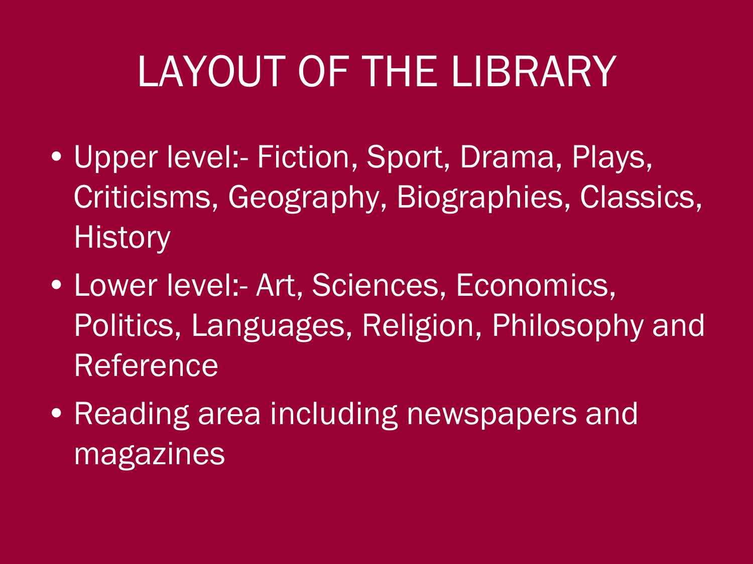# LAYOUT OF THE LIBRARY

- Upper level:- Fiction, Sport, Drama, Plays, Criticisms, Geography, Biographies, Classics, History
- Lower level:- Art, Sciences, Economics, Politics, Languages, Religion, Philosophy and Reference
- Reading area including newspapers and magazines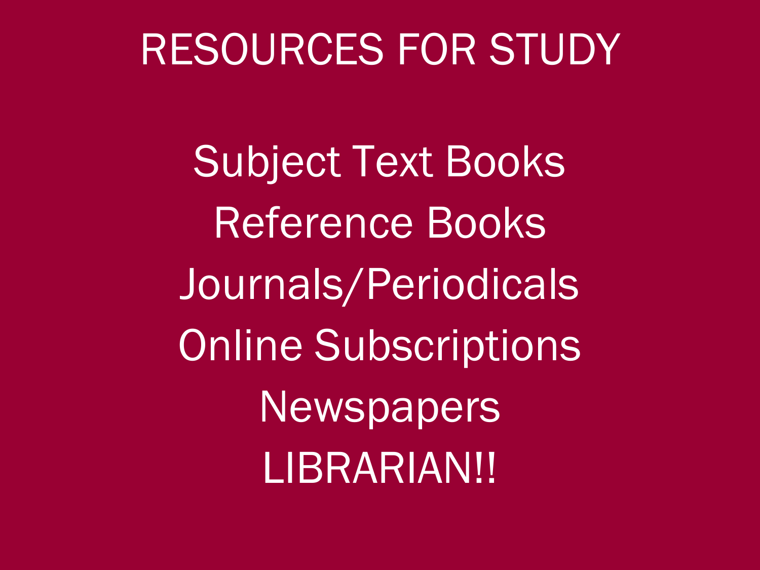# RESOURCES FOR STUDY

Subject Text Books

Reference Books

Journals/Periodicals

Online Subscriptions

Newspapers

LIBRARIAN!!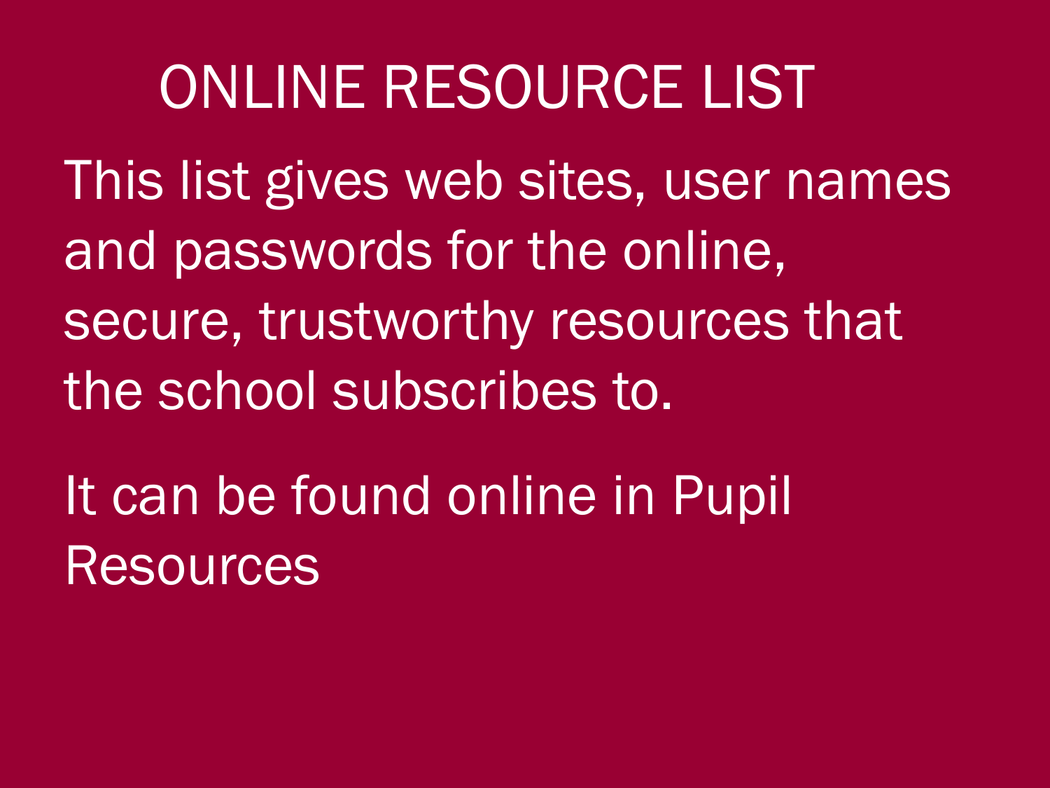# ONLINE RESOURCE LIST

This list gives web sites, user names and passwords for the online, secure, trustworthy resources that the school subscribes to.

It can be found online in Pupil Resources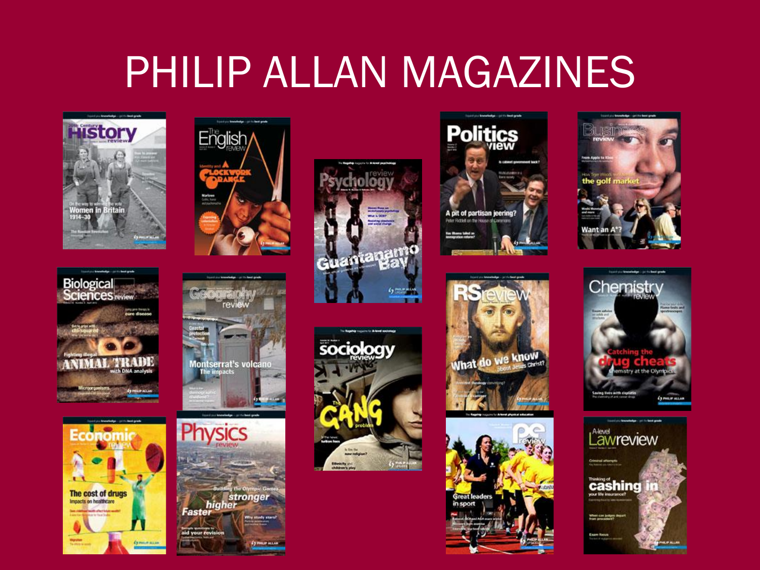# PHILIP ALLAN MAGAZINES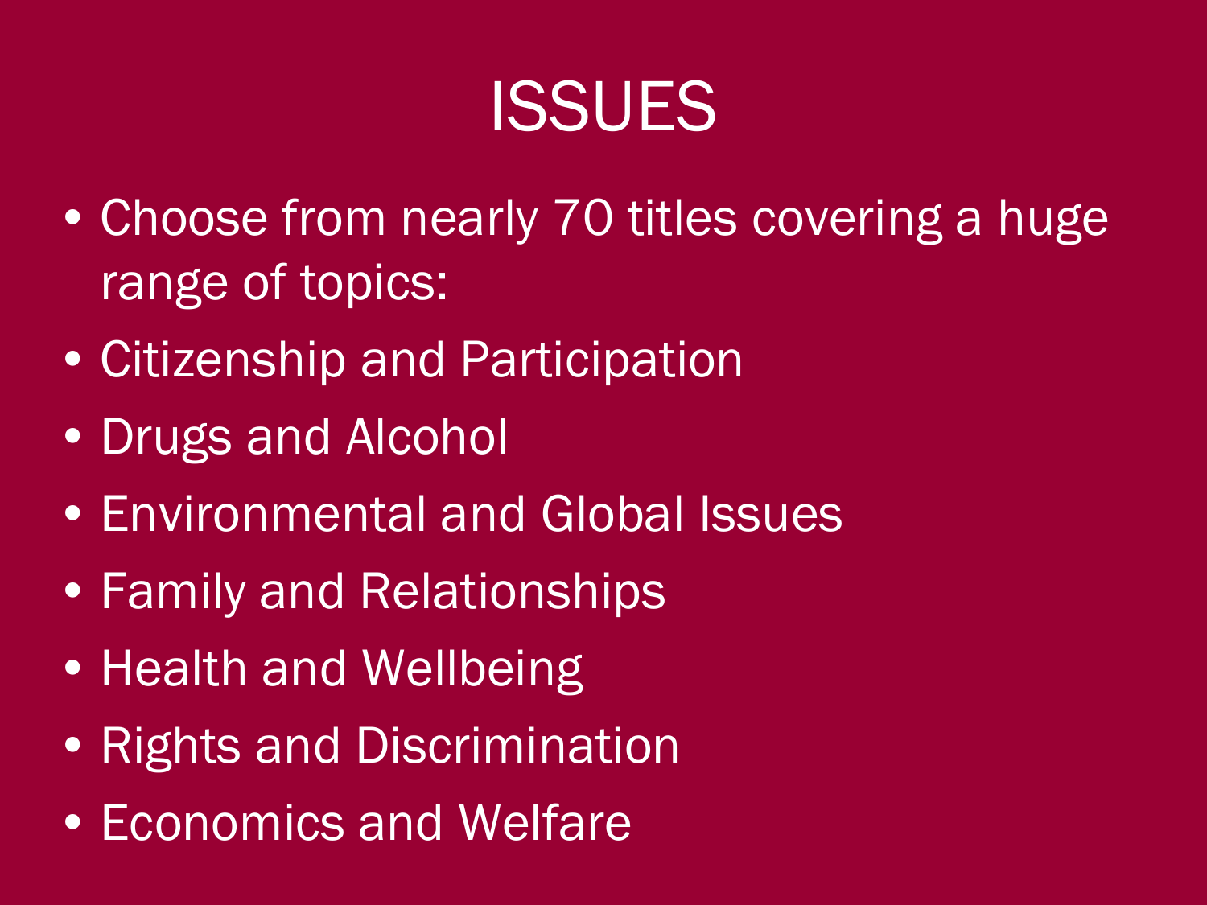# ISSUES

- Choose from nearly 70 titles covering a huge range of topics:
- Citizenship and Participation
- Drugs and Alcohol
- Environmental and Global Issues
- Family and Relationships
- Health and Wellbeing
- Rights and Discrimination
- Economics and Welfare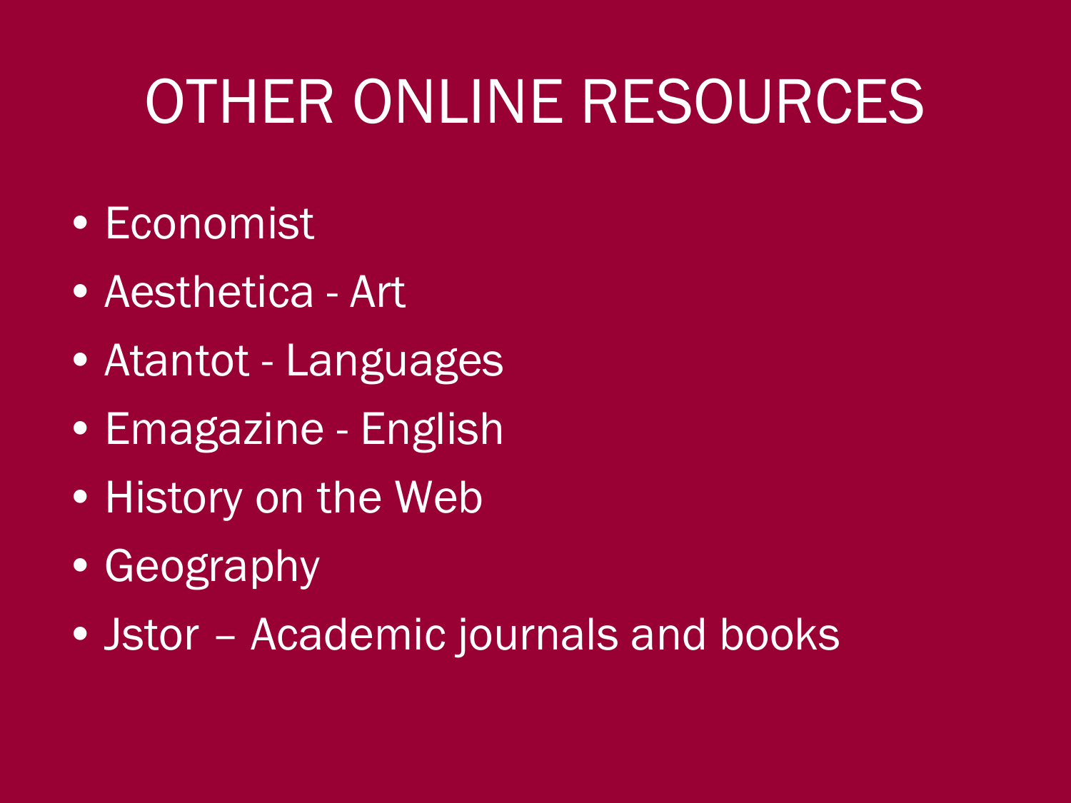# OTHER ONLINE RESOURCES

- Economist
- Aesthetica - Art
- Atantot - Languages
- Emagazine - English
- History on the Web
- Geography
- Jstor – Academic journals and books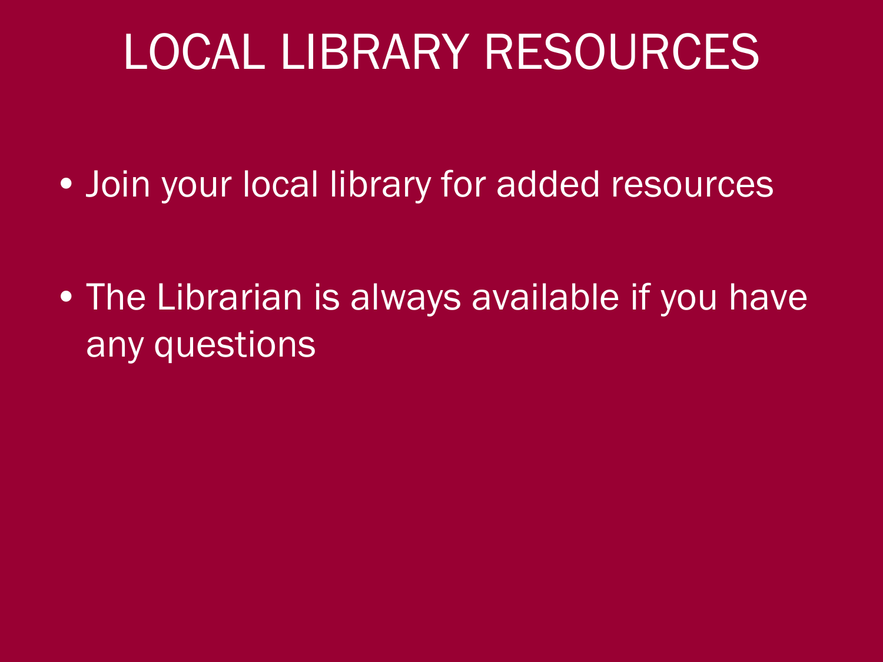# LOCAL LIBRARY RESOURCES

- Join your local library for added resources
- The Librarian is always available if you have any questions